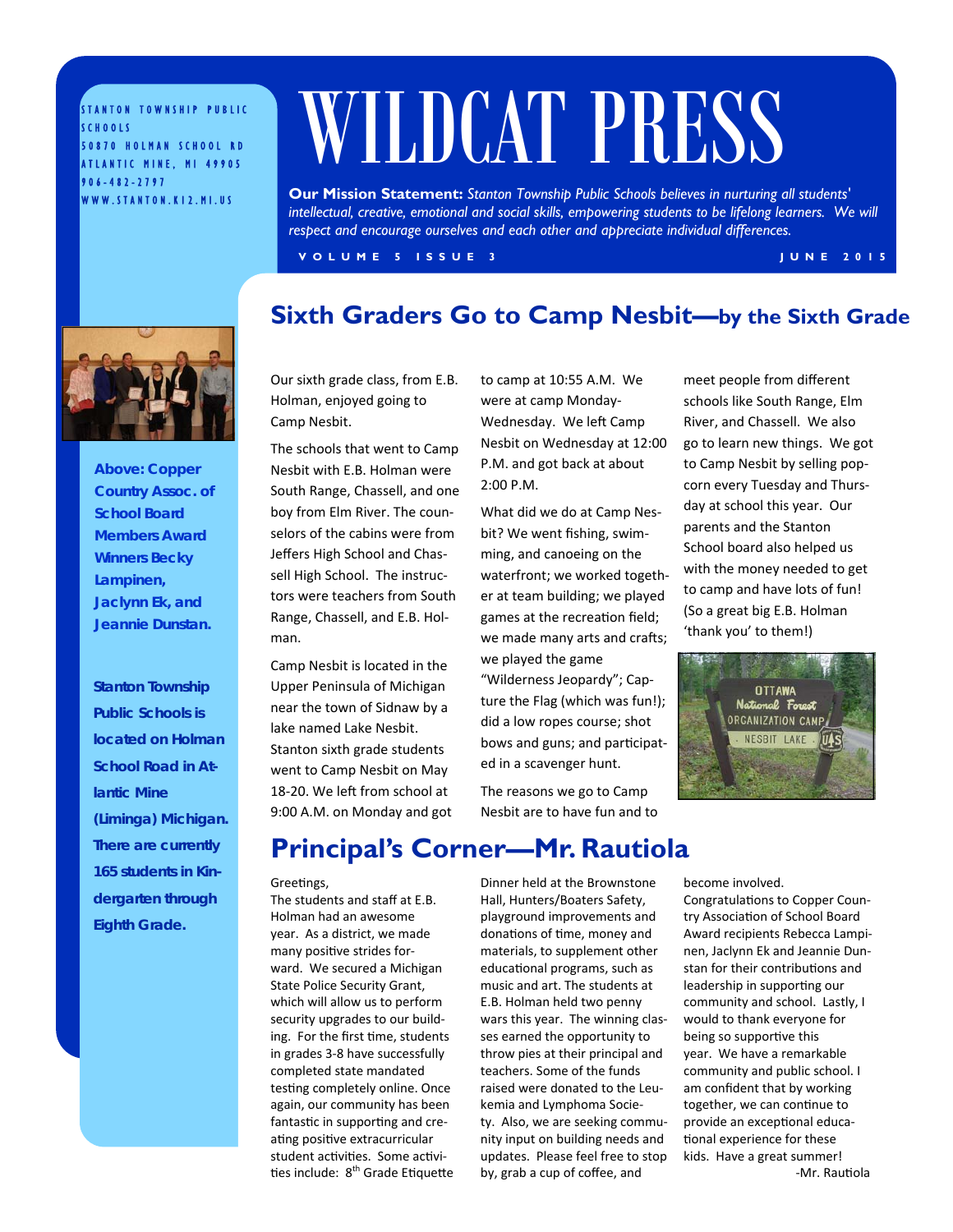STANTON TOWNSHIP PUBLIC SCHOOLS
50870 HOLMAN SCHOOL RD
ATLANTIC MINE, MI 49905
906-482-2797
WWW.STANTON.K12.MI.US

# WILDCAT PRESS

**Our Mission Statement:** *Stanton Township Public Schools believes in nurturing all students' intellectual, creative, emotional and social skills, empowering students to be lifelong learners. We will respect and encourage ourselves and each other and appreciate individual differences.*

VOLUME 5 ISSUE 3 — JUNE 2015

**Above: Copper Country Assoc. of School Board Members Award Winners Becky Lampinen, Jaclynn Ek, and Jeannie Dunstan.**

**Stanton Township Public Schools is located on Holman School Road in Atlantic Mine (Liminga) Michigan. There are currently 165 students in Kindergarten through Eighth Grade.**

## Sixth Graders Go to Camp Nesbit—by the Sixth Grade

Our sixth grade class, from E.B. Holman, enjoyed going to Camp Nesbit.

The schools that went to Camp Nesbit with E.B. Holman were South Range, Chassell, and one boy from Elm River. The counselors of the cabins were from Jeffers High School and Chassell High School. The instructors were teachers from South Range, Chassell, and E.B. Holman.

Camp Nesbit is located in the Upper Peninsula of Michigan near the town of Sidnaw by a lake named Lake Nesbit. Stanton sixth grade students went to Camp Nesbit on May 18-20. We left from school at 9:00 A.M. on Monday and got to camp at 10:55 A.M. We were at camp Monday-Wednesday. We left Camp Nesbit on Wednesday at 12:00 P.M. and got back at about 2:00 P.M.

What did we do at Camp Nesbit? We went fishing, swimming, and canoeing on the waterfront; we worked together at team building; we played games at the recreation field; we made many arts and crafts; we played the game "Wilderness Jeopardy"; Capture the Flag (which was fun!); did a low ropes course; shot bows and guns; and participated in a scavenger hunt.

The reasons we go to Camp Nesbit are to have fun and to meet people from different schools like South Range, Elm River, and Chassell. We also go to learn new things. We got to Camp Nesbit by selling popcorn every Tuesday and Thursday at school this year. Our parents and the Stanton School board also helped us with the money needed to get to camp and have lots of fun! (So a great big E.B. Holman 'thank you' to them!)

## Principal's Corner—Mr. Rautiola

Greetings,
The students and staff at E.B. Holman had an awesome year. As a district, we made many positive strides forward. We secured a Michigan State Police Security Grant, which will allow us to perform security upgrades to our building. For the first time, students in grades 3-8 have successfully completed state mandated testing completely online. Once again, our community has been fantastic in supporting and creating positive extracurricular student activities. Some activities include: 8th Grade Etiquette Dinner held at the Brownstone Hall, Hunters/Boaters Safety, playground improvements and donations of time, money and materials, to supplement other educational programs, such as music and art. The students at E.B. Holman held two penny wars this year. The winning classes earned the opportunity to throw pies at their principal and teachers. Some of the funds raised were donated to the Leukemia and Lymphoma Society. Also, we are seeking community input on building needs and updates. Please feel free to stop by, grab a cup of coffee, and become involved.

Congratulations to Copper Country Association of School Board Award recipients Rebecca Lampinen, Jaclynn Ek and Jeannie Dunstan for their contributions and leadership in supporting our community and school. Lastly, I would to thank everyone for being so supportive this year. We have a remarkable community and public school. I am confident that by working together, we can continue to provide an exceptional educational experience for these kids. Have a great summer!

-Mr. Rautiola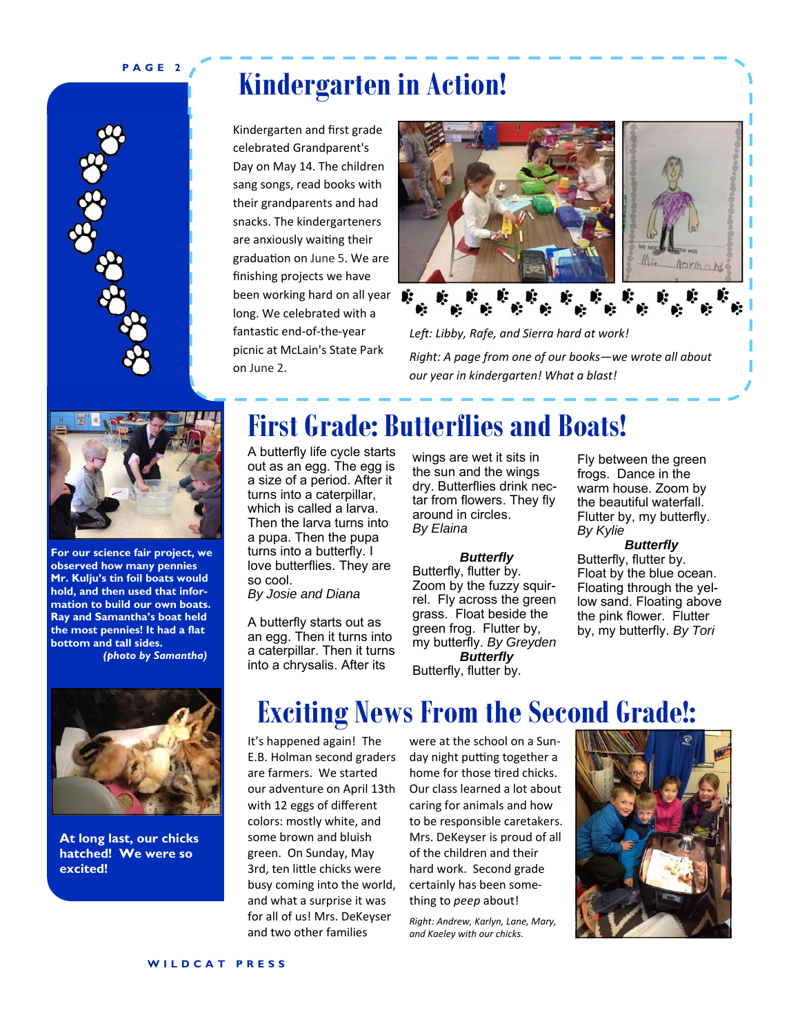# Kindergarten in Action!

Kindergarten and first grade celebrated Grandparent's Day on May 14. The children sang songs, read books with their grandparents and had snacks. The kindergarteners are anxiously waiting their graduation on June 5. We are finishing projects we have been working hard on all year long. We celebrated with a fantastic end-of-the-year picnic at McLain's State Park on June 2.

*Left: Libby, Rafe, and Sierra hard at work!*

*Right: A page from one of our books—we wrote all about our year in kindergarten! What a blast!*

**For our science fair project, we observed how many pennies Mr. Kulju's tin foil boats would hold, and then used that information to build our own boats. Ray and Samantha's boat held the most pennies! It had a flat bottom and tall sides.** ***(photo by Samantha)***

# First Grade: Butterflies and Boats!

A butterfly life cycle starts out as an egg. The egg is a size of a period. After it turns into a caterpillar, which is called a larva. Then the larva turns into a pupa. Then the pupa turns into a butterfly. I love butterflies. They are so cool.
*By Josie and Diana*

A butterfly starts out as an egg. Then it turns into a caterpillar. Then it turns into a chrysalis. After its wings are wet it sits in the sun and the wings dry. Butterflies drink nectar from flowers. They fly around in circles.
*By Elaina*

***Butterfly***
Butterfly, flutter by.
Zoom by the fuzzy squirrel. Fly across the green grass. Float beside the green frog. Flutter by, my butterfly. *By Greyden*

***Butterfly***
Butterfly, flutter by.
Fly between the green frogs. Dance in the warm house. Zoom by the beautiful waterfall. Flutter by, my butterfly.
*By Kylie*

***Butterfly***
Butterfly, flutter by.
Float by the blue ocean. Floating through the yellow sand. Floating above the pink flower. Flutter by, my butterfly. *By Tori*

**At long last, our chicks hatched! We were so excited!**

# Exciting News From the Second Grade!:

It's happened again! The E.B. Holman second graders are farmers. We started our adventure on April 13th with 12 eggs of different colors: mostly white, and some brown and bluish green. On Sunday, May 3rd, ten little chicks were busy coming into the world, and what a surprise it was for all of us! Mrs. DeKeyser and two other families were at the school on a Sunday night putting together a home for those tired chicks. Our class learned a lot about caring for animals and how to be responsible caretakers. Mrs. DeKeyser is proud of all of the children and their hard work. Second grade certainly has been something to *peep* about!

*Right: Andrew, Karlyn, Lane, Mary, and Kaeley with our chicks.*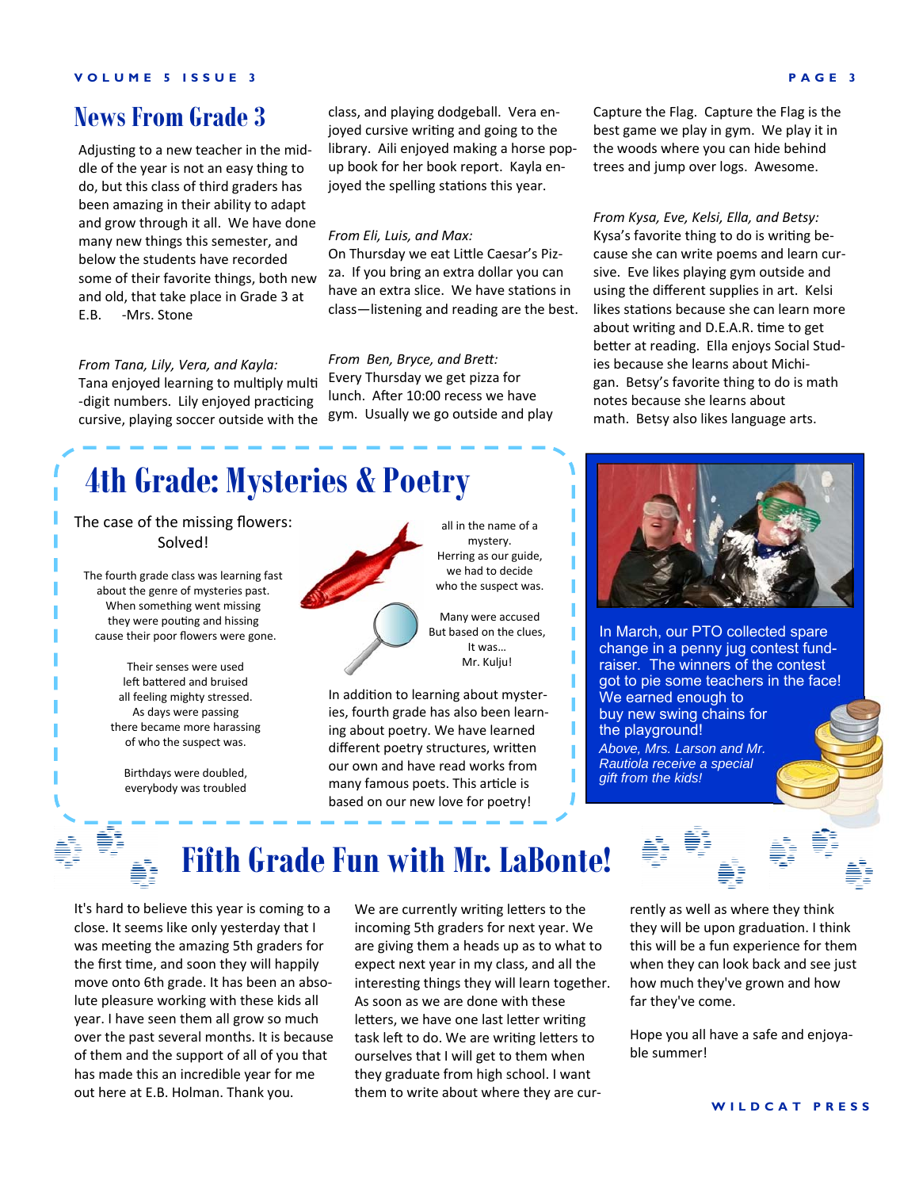## News From Grade 3

Adjusting to a new teacher in the middle of the year is not an easy thing to do, but this class of third graders has been amazing in their ability to adapt and grow through it all. We have done many new things this semester, and below the students have recorded some of their favorite things, both new and old, that take place in Grade 3 at E.B. -Mrs. Stone

*From Tana, Lily, Vera, and Kayla:*
Tana enjoyed learning to multiply multi-digit numbers. Lily enjoyed practicing cursive, playing soccer outside with the class, and playing dodgeball. Vera enjoyed cursive writing and going to the library. Aili enjoyed making a horse pop-up book for her book report. Kayla enjoyed the spelling stations this year.

*From Eli, Luis, and Max:*
On Thursday we eat Little Caesar's Pizza. If you bring an extra dollar you can have an extra slice. We have stations in class—listening and reading are the best.

*From Ben, Bryce, and Brett:*
Every Thursday we get pizza for lunch. After 10:00 recess we have gym. Usually we go outside and play Capture the Flag. Capture the Flag is the best game we play in gym. We play it in the woods where you can hide behind trees and jump over logs. Awesome.

*From Kysa, Eve, Kelsi, Ella, and Betsy:*
Kysa's favorite thing to do is writing because she can write poems and learn cursive. Eve likes playing gym outside and using the different supplies in art. Kelsi likes stations because she can learn more about writing and D.E.A.R. time to get better at reading. Ella enjoys Social Studies because she learns about Michigan. Betsy's favorite thing to do is math notes because she learns about math. Betsy also likes language arts.

## 4th Grade: Mysteries & Poetry

The case of the missing flowers:
Solved!

The fourth grade class was learning fast
about the genre of mysteries past.
When something went missing
they were pouting and hissing
cause their poor flowers were gone.

Their senses were used
left battered and bruised
all feeling mighty stressed.
As days were passing
there became more harassing
of who the suspect was.

Birthdays were doubled,
everybody was troubled
all in the name of a
mystery.
Herring as our guide,
we had to decide
who the suspect was.

Many were accused
But based on the clues,
It was…
Mr. Kulju!

In addition to learning about mysteries, fourth grade has also been learning about poetry. We have learned different poetry structures, written our own and have read works from many famous poets. This article is based on our new love for poetry!

In March, our PTO collected spare change in a penny jug contest fundraiser. The winners of the contest got to pie some teachers in the face! We earned enough to buy new swing chains for the playground!

*Above, Mrs. Larson and Mr. Rautiola receive a special gift from the kids!*

## Fifth Grade Fun with Mr. LaBonte!

It's hard to believe this year is coming to a close. It seems like only yesterday that I was meeting the amazing 5th graders for the first time, and soon they will happily move onto 6th grade. It has been an absolute pleasure working with these kids all year. I have seen them all grow so much over the past several months. It is because of them and the support of all of you that has made this an incredible year for me out here at E.B. Holman. Thank you.

We are currently writing letters to the incoming 5th graders for next year. We are giving them a heads up as to what to expect next year in my class, and all the interesting things they will learn together. As soon as we are done with these letters, we have one last letter writing task left to do. We are writing letters to ourselves that I will get to them when they graduate from high school. I want them to write about where they are currently as well as where they think they will be upon graduation. I think this will be a fun experience for them when they can look back and see just how much they've grown and how far they've come.

Hope you all have a safe and enjoyable summer!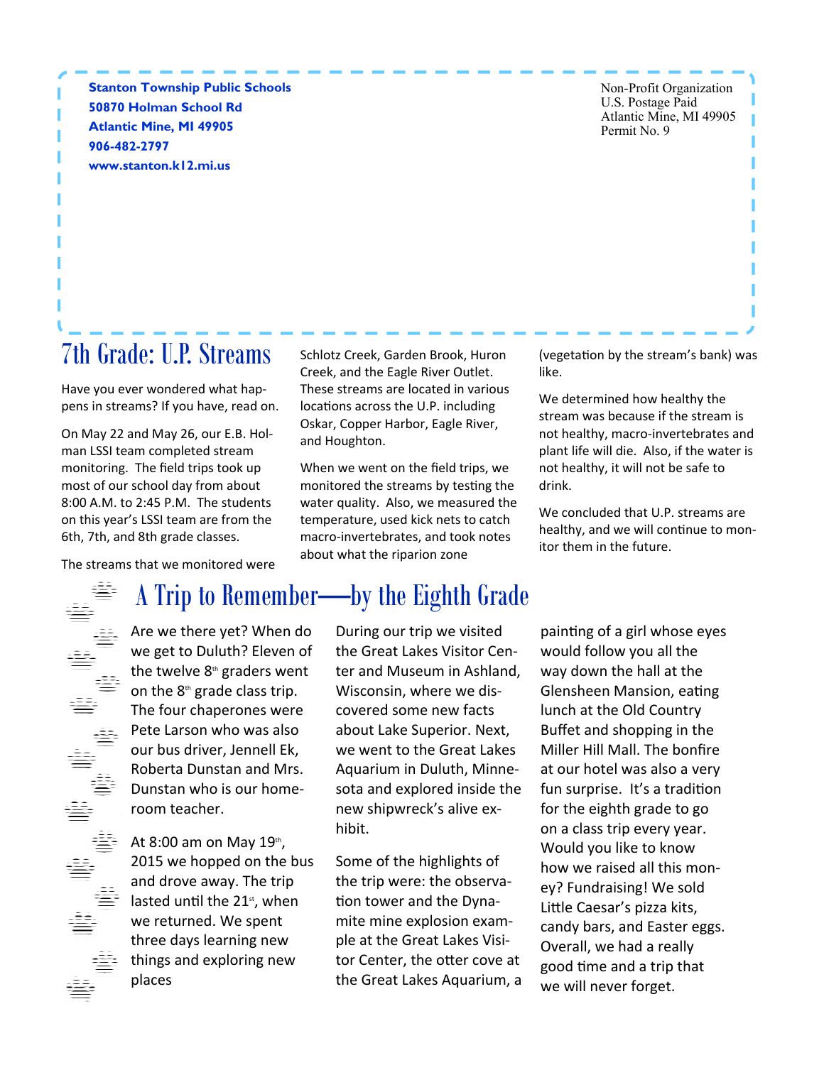**Stanton Township Public Schools**
**50870 Holman School Rd**
**Atlantic Mine, MI 49905**
**906-482-2797**
**www.stanton.k12.mi.us**

Non-Profit Organization
U.S. Postage Paid
Atlantic Mine, MI 49905
Permit No. 9

## 7th Grade: U.P. Streams

Have you ever wondered what happens in streams? If you have, read on.

On May 22 and May 26, our E.B. Holman LSSI team completed stream monitoring. The field trips took up most of our school day from about 8:00 A.M. to 2:45 P.M. The students on this year's LSSI team are from the 6th, 7th, and 8th grade classes.

The streams that we monitored were Schlotz Creek, Garden Brook, Huron Creek, and the Eagle River Outlet. These streams are located in various locations across the U.P. including Oskar, Copper Harbor, Eagle River, and Houghton.

When we went on the field trips, we monitored the streams by testing the water quality. Also, we measured the temperature, used kick nets to catch macro-invertebrates, and took notes about what the riparion zone (vegetation by the stream's bank) was like.

We determined how healthy the stream was because if the stream is not healthy, macro-invertebrates and plant life will die. Also, if the water is not healthy, it will not be safe to drink.

We concluded that U.P. streams are healthy, and we will continue to monitor them in the future.

## A Trip to Remember—by the Eighth Grade

Are we there yet? When do we get to Duluth? Eleven of the twelve 8th graders went on the 8th grade class trip. The four chaperones were Pete Larson who was also our bus driver, Jennell Ek, Roberta Dunstan and Mrs. Dunstan who is our homeroom teacher.

At 8:00 am on May 19th, 2015 we hopped on the bus and drove away. The trip lasted until the 21st, when we returned. We spent three days learning new things and exploring new places

During our trip we visited the Great Lakes Visitor Center and Museum in Ashland, Wisconsin, where we discovered some new facts about Lake Superior. Next, we went to the Great Lakes Aquarium in Duluth, Minnesota and explored inside the new shipwreck's alive exhibit.

Some of the highlights of the trip were: the observation tower and the Dynamite mine explosion example at the Great Lakes Visitor Center, the otter cove at the Great Lakes Aquarium, a painting of a girl whose eyes would follow you all the way down the hall at the Glensheen Mansion, eating lunch at the Old Country Buffet and shopping in the Miller Hill Mall. The bonfire at our hotel was also a very fun surprise. It's a tradition for the eighth grade to go on a class trip every year. Would you like to know how we raised all this money? Fundraising! We sold Little Caesar's pizza kits, candy bars, and Easter eggs. Overall, we had a really good time and a trip that we will never forget.